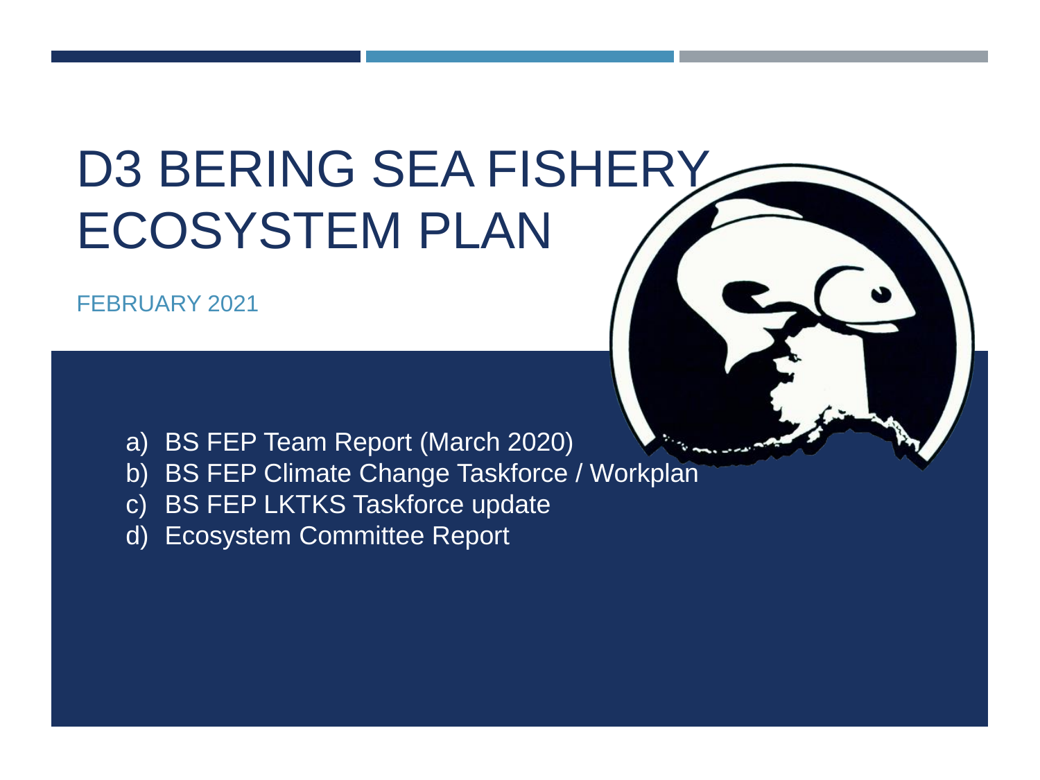# D3 BERING SEA FISHERY ECOSYSTEM PLAN

FEBRUARY 2021

a) BS FEP Team Report (March 2020)
b) BS FEP Climate Change Taskforce / Workplan
c) BS FEP LKTKS Taskforce update
d) Ecosystem Committee Report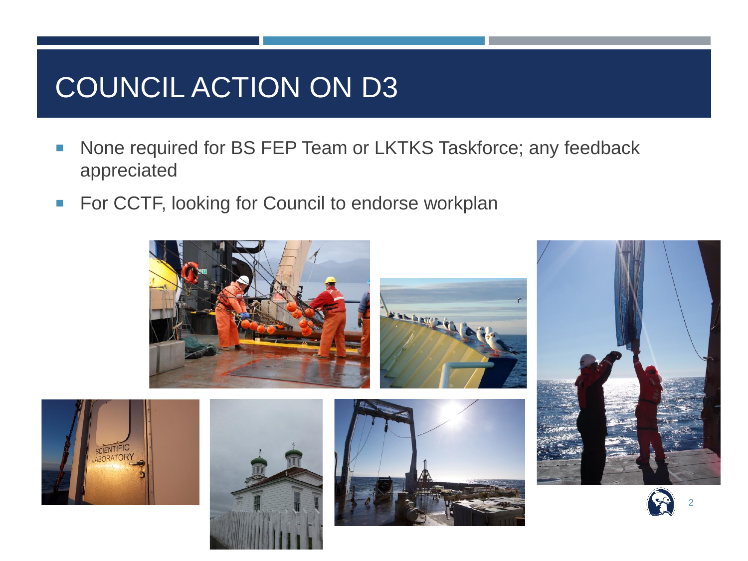# COUNCIL ACTION ON D3

- None required for BS FEP Team or LKTKS Taskforce; any feedback appreciated
- For CCTF, looking for Council to endorse workplan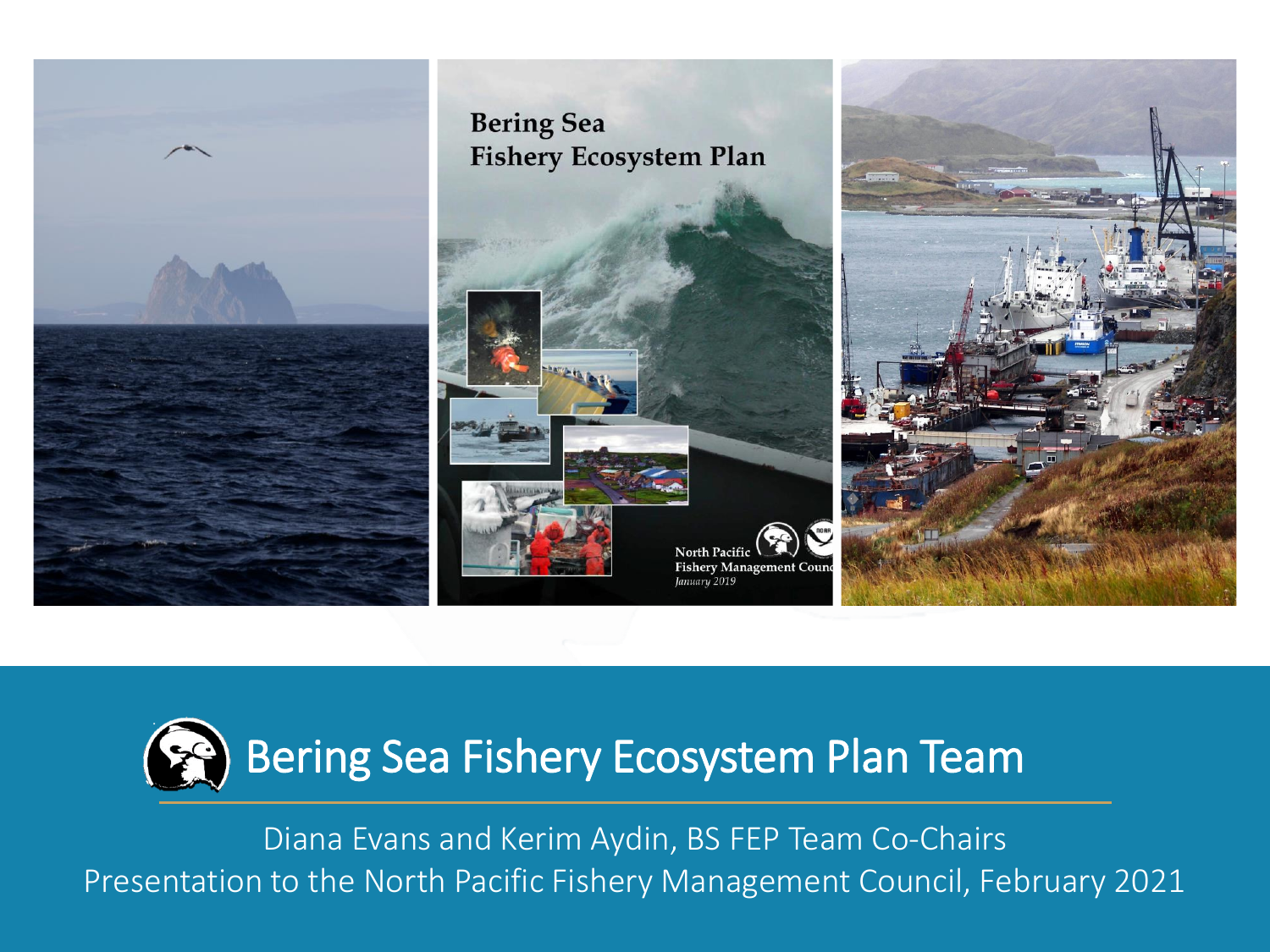# Bering Sea Fishery Ecosystem Plan Team

Diana Evans and Kerim Aydin, BS FEP Team Co-Chairs

Presentation to the North Pacific Fishery Management Council, February 2021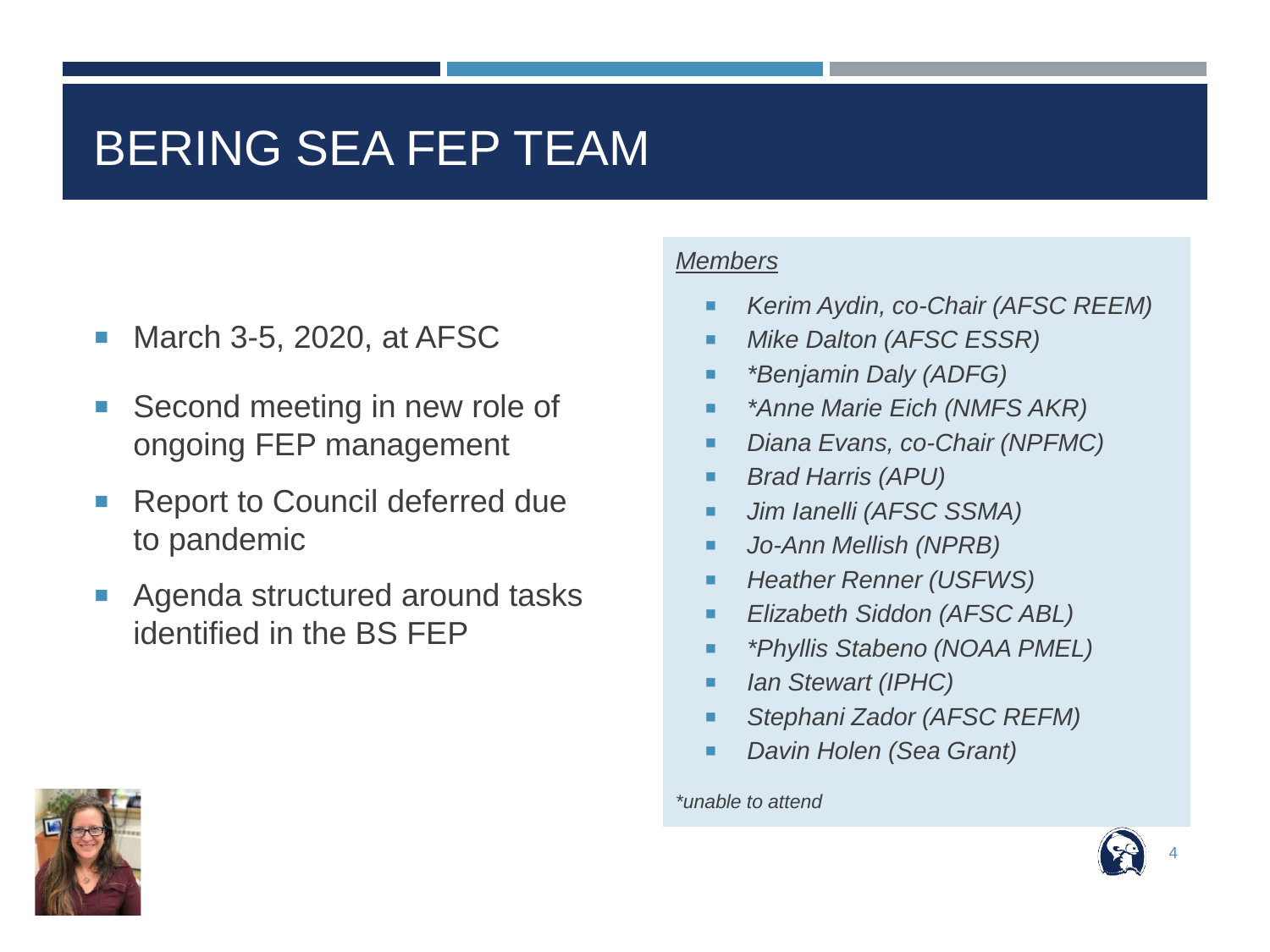# BERING SEA FEP TEAM

- March 3-5, 2020, at AFSC
- Second meeting in new role of ongoing FEP management
- Report to Council deferred due to pandemic
- Agenda structured around tasks identified in the BS FEP

*Members*

- *Kerim Aydin, co-Chair (AFSC REEM)*
- *Mike Dalton (AFSC ESSR)*
- *\*Benjamin Daly (ADFG)*
- *\*Anne Marie Eich (NMFS AKR)*
- *Diana Evans, co-Chair (NPFMC)*
- *Brad Harris (APU)*
- *Jim Ianelli (AFSC SSMA)*
- *Jo-Ann Mellish (NPRB)*
- *Heather Renner (USFWS)*
- *Elizabeth Siddon (AFSC ABL)*
- *\*Phyllis Stabeno (NOAA PMEL)*
- *Ian Stewart (IPHC)*
- *Stephani Zador (AFSC REFM)*
- *Davin Holen (Sea Grant)*

*\*unable to attend*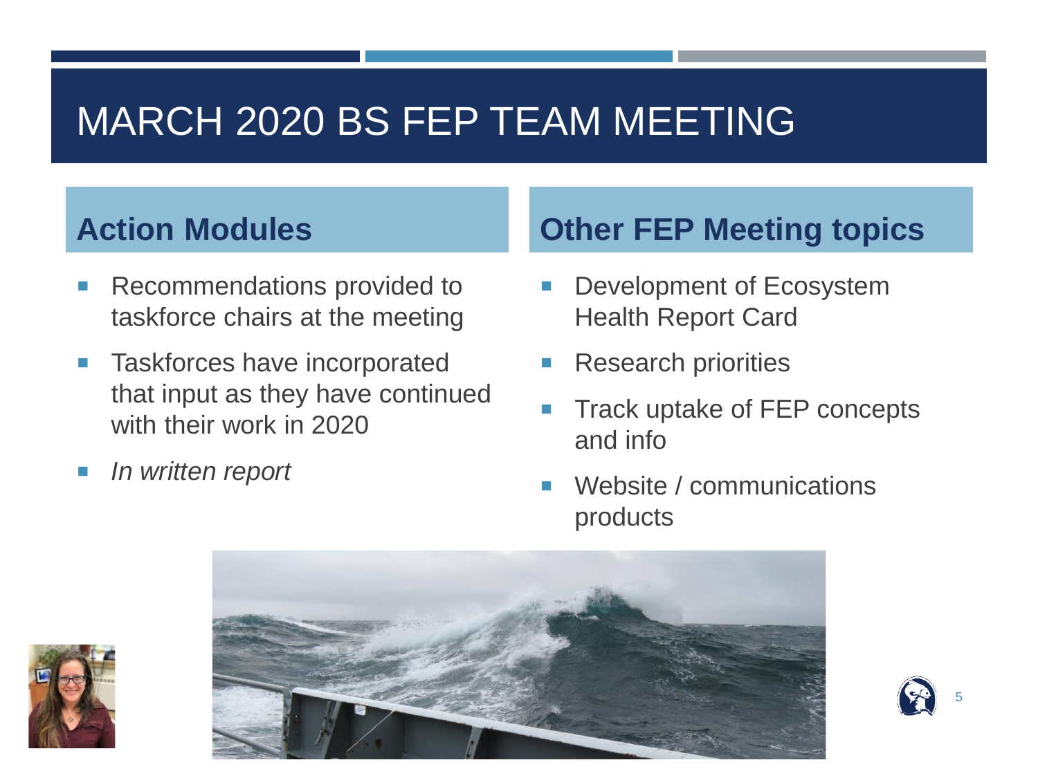# MARCH 2020 BS FEP TEAM MEETING

## Action Modules

- Recommendations provided to taskforce chairs at the meeting
- Taskforces have incorporated that input as they have continued with their work in 2020
- *In written report*

## Other FEP Meeting topics

- Development of Ecosystem Health Report Card
- Research priorities
- Track uptake of FEP concepts and info
- Website / communications products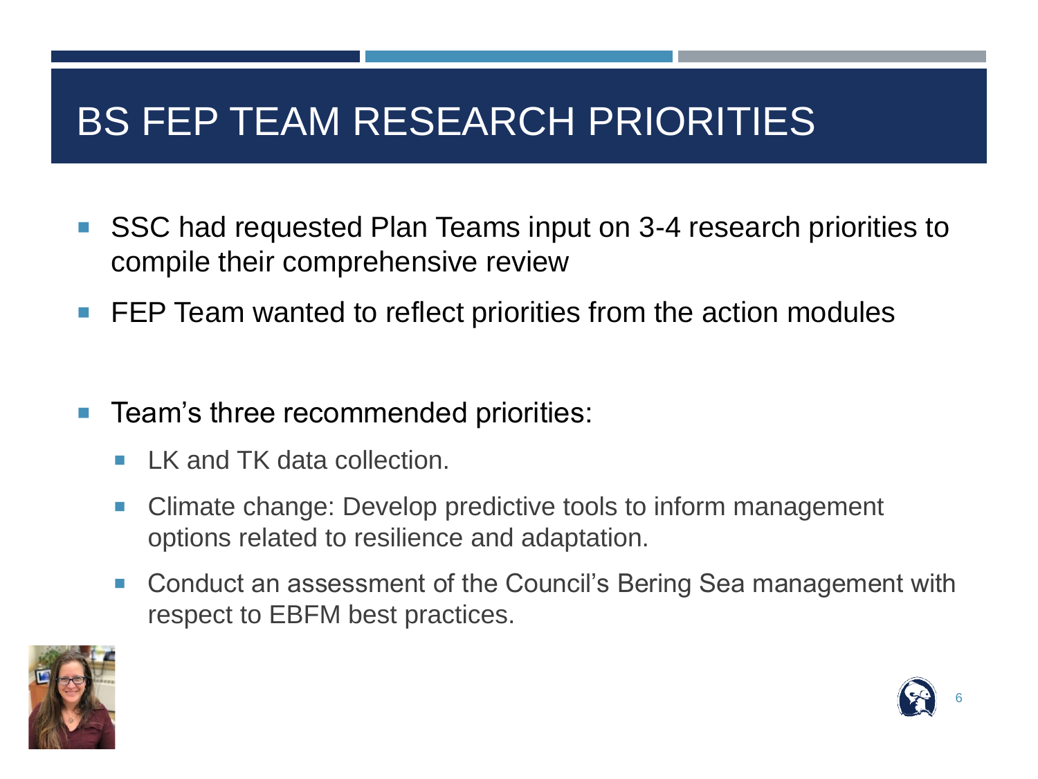# BS FEP TEAM RESEARCH PRIORITIES

- SSC had requested Plan Teams input on 3-4 research priorities to compile their comprehensive review
- FEP Team wanted to reflect priorities from the action modules

- Team's three recommended priorities:
  - LK and TK data collection.
  - Climate change: Develop predictive tools to inform management options related to resilience and adaptation.
  - Conduct an assessment of the Council's Bering Sea management with respect to EBFM best practices.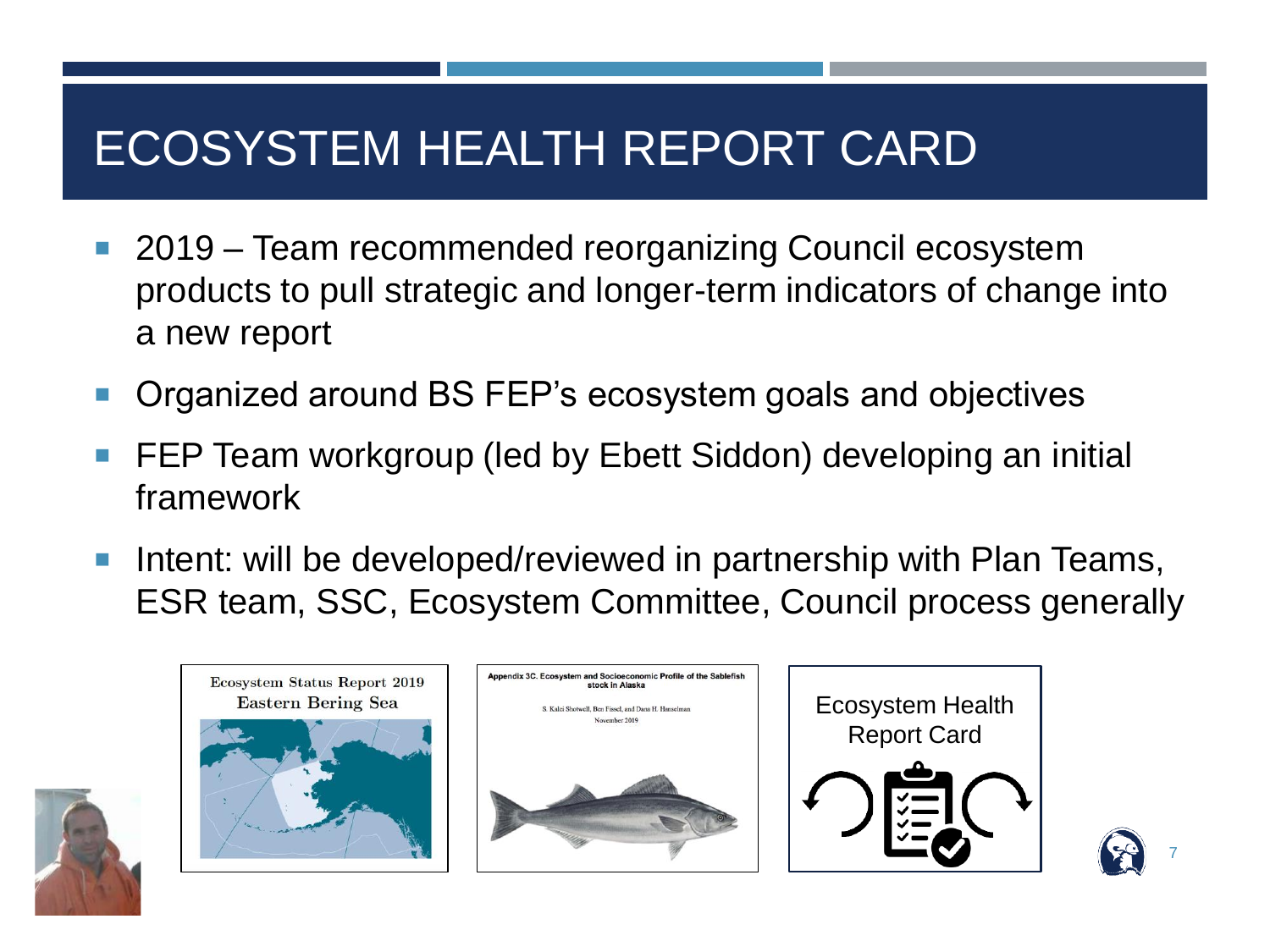# ECOSYSTEM HEALTH REPORT CARD

- 2019 – Team recommended reorganizing Council ecosystem products to pull strategic and longer-term indicators of change into a new report
- Organized around BS FEP's ecosystem goals and objectives
- FEP Team workgroup (led by Ebett Siddon) developing an initial framework
- Intent: will be developed/reviewed in partnership with Plan Teams, ESR team, SSC, Ecosystem Committee, Council process generally

Ecosystem Status Report 2019
Eastern Bering Sea

Appendix 3C. Ecosystem and Socioeconomic Profile of the Sablefish stock in Alaska

S. Kalei Shotwell, Ben Fissel, and Dana H. Hanselman
November 2019

Ecosystem Health Report Card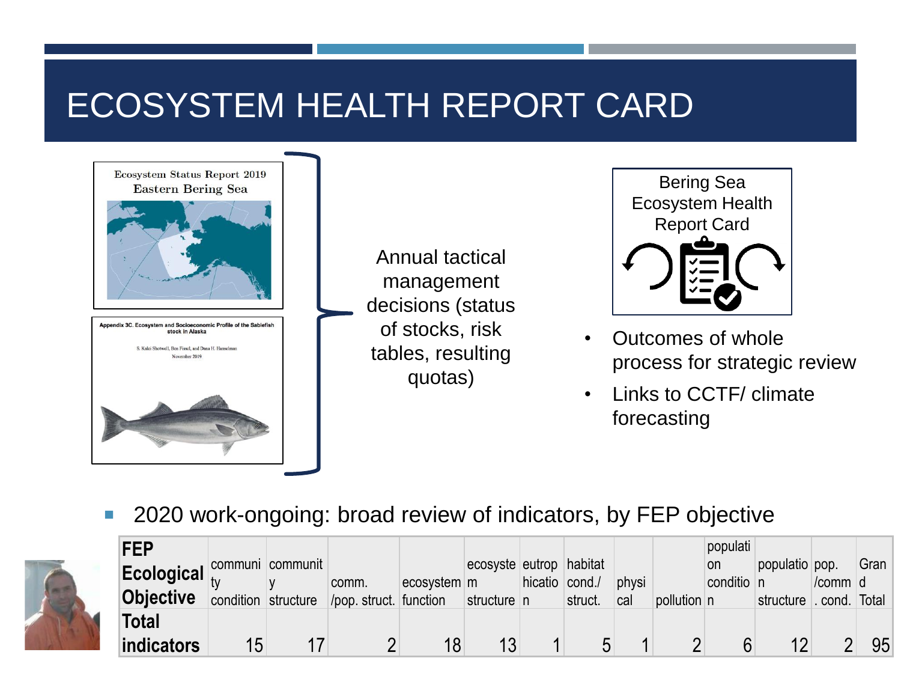# ECOSYSTEM HEALTH REPORT CARD

Ecosystem Status Report 2019
Eastern Bering Sea

Appendix 3C. Ecosystem and Socioeconomic Profile of the Sablefish stock in Alaska

S. Kalei Shotwell, Ben Fissel, and Dana H. Hanselman
November 2019

Annual tactical management decisions (status of stocks, risk tables, resulting quotas)

Bering Sea Ecosystem Health Report Card

- Outcomes of whole process for strategic review
- Links to CCTF/ climate forecasting

- 2020 work-ongoing: broad review of indicators, by FEP objective

| FEP Ecological Objective | community condition | community structure | comm. /pop. struct. | ecosystem function | ecosystem structure | eutrophication | habitat cond./ struct. | physical | pollution | population condition | population structure | pop. /comm. cond. | Grand Total |
|---|---|---|---|---|---|---|---|---|---|---|---|---|---|
| Total indicators | 15 | 17 | 2 | 18 | 13 | 1 | 5 | 1 | 2 | 6 | 12 | 2 | 95 |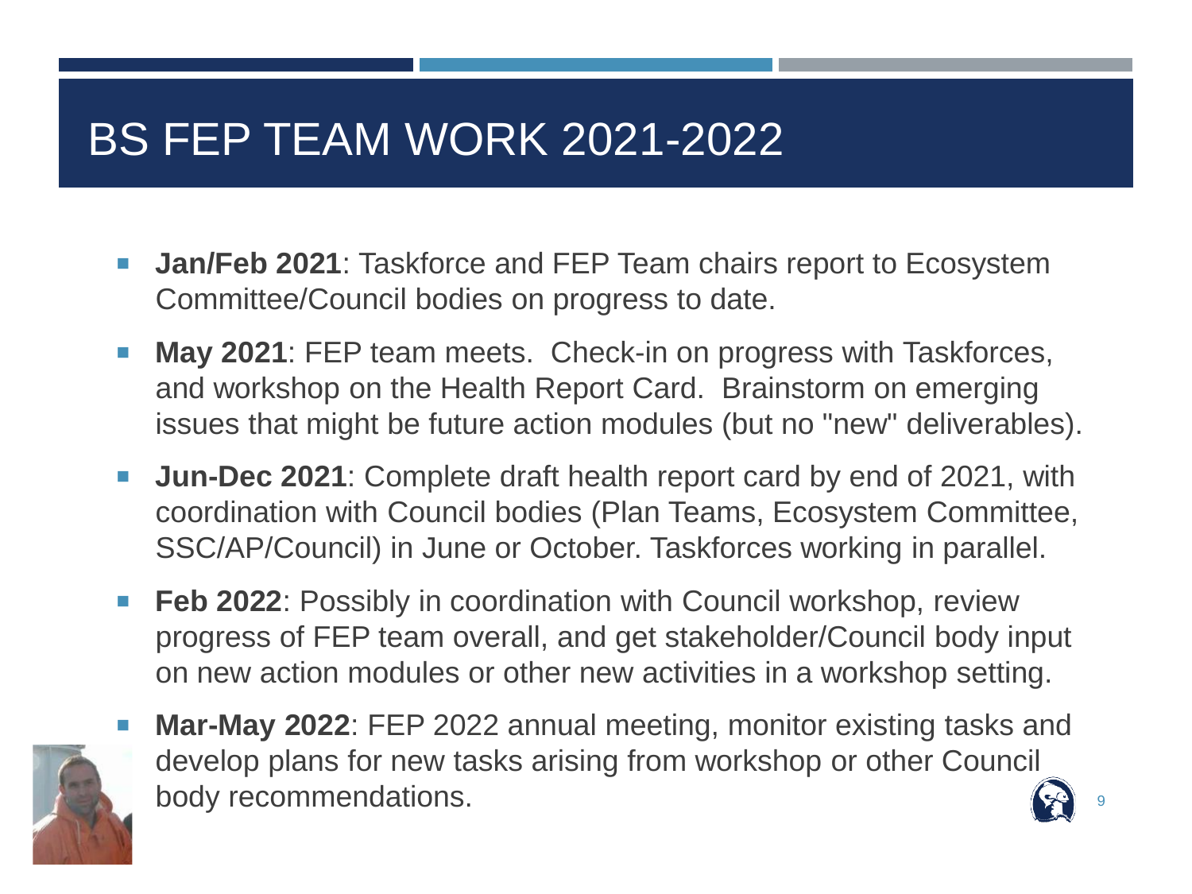# BS FEP TEAM WORK 2021-2022

- **Jan/Feb 2021**: Taskforce and FEP Team chairs report to Ecosystem Committee/Council bodies on progress to date.
- **May 2021**: FEP team meets. Check-in on progress with Taskforces, and workshop on the Health Report Card. Brainstorm on emerging issues that might be future action modules (but no "new" deliverables).
- **Jun-Dec 2021**: Complete draft health report card by end of 2021, with coordination with Council bodies (Plan Teams, Ecosystem Committee, SSC/AP/Council) in June or October. Taskforces working in parallel.
- **Feb 2022**: Possibly in coordination with Council workshop, review progress of FEP team overall, and get stakeholder/Council body input on new action modules or other new activities in a workshop setting.
- **Mar-May 2022**: FEP 2022 annual meeting, monitor existing tasks and develop plans for new tasks arising from workshop or other Council body recommendations.